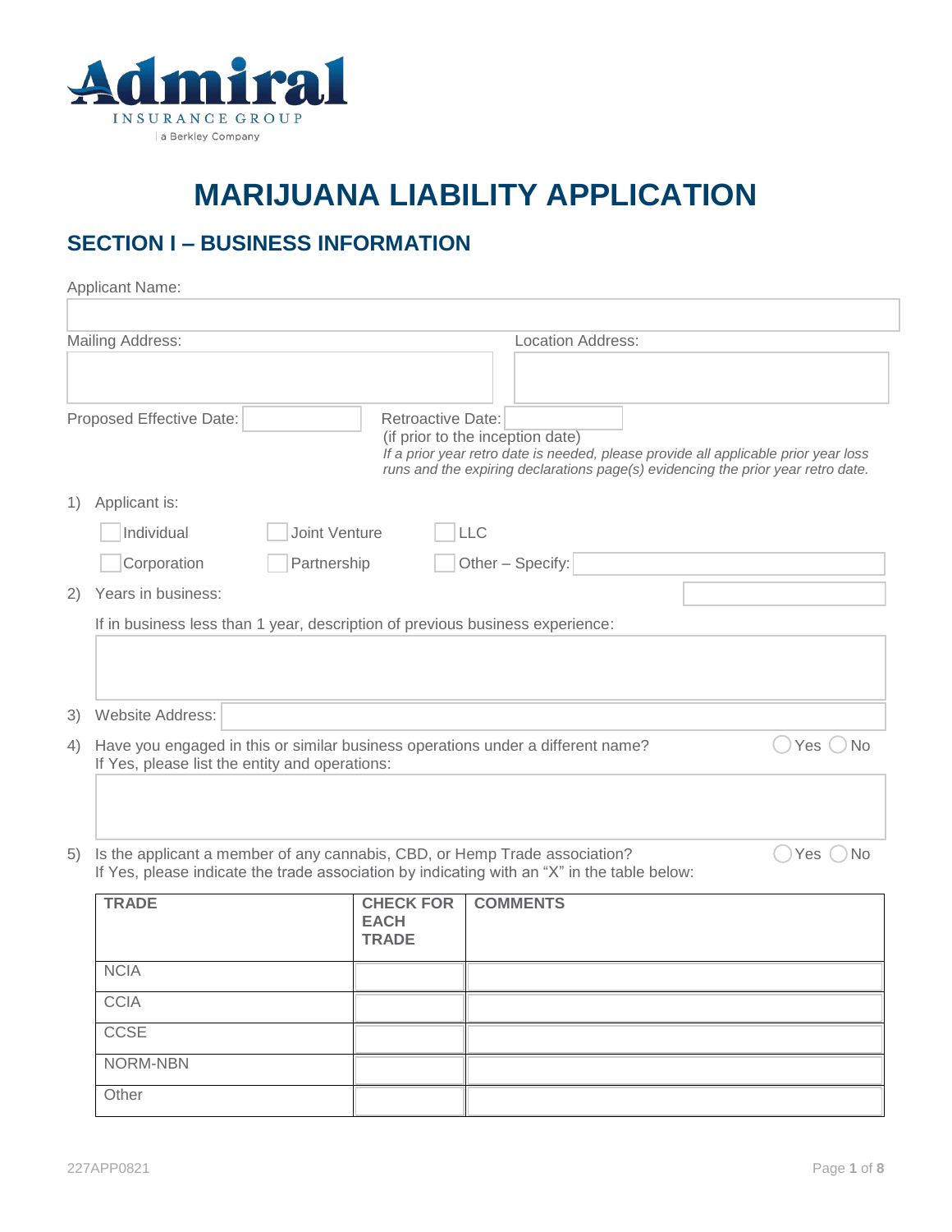Admiral INSURANCE GROUP | a Berkley Company

# MARIJUANA LIABILITY APPLICATION

## SECTION I – BUSINESS INFORMATION

Applicant Name:

Mailing Address:

Location Address:

Proposed Effective Date:

Retroactive Date:
(if prior to the inception date)
*If a prior year retro date is needed, please provide all applicable prior year loss runs and the expiring declarations page(s) evidencing the prior year retro date.*

1) Applicant is:

☐ Individual ☐ Joint Venture ☐ LLC

☐ Corporation ☐ Partnership ☐ Other – Specify:

2) Years in business:

If in business less than 1 year, description of previous business experience:

3) Website Address:

4) Have you engaged in this or similar business operations under a different name? ◯ Yes ◯ No
If Yes, please list the entity and operations:

5) Is the applicant a member of any cannabis, CBD, or Hemp Trade association? ◯ Yes ◯ No
If Yes, please indicate the trade association by indicating with an "X" in the table below:

| TRADE | CHECK FOR EACH TRADE | COMMENTS |
|---|---|---|
| NCIA | | |
| CCIA | | |
| CCSE | | |
| NORM-NBN | | |
| Other | | |

227APP0821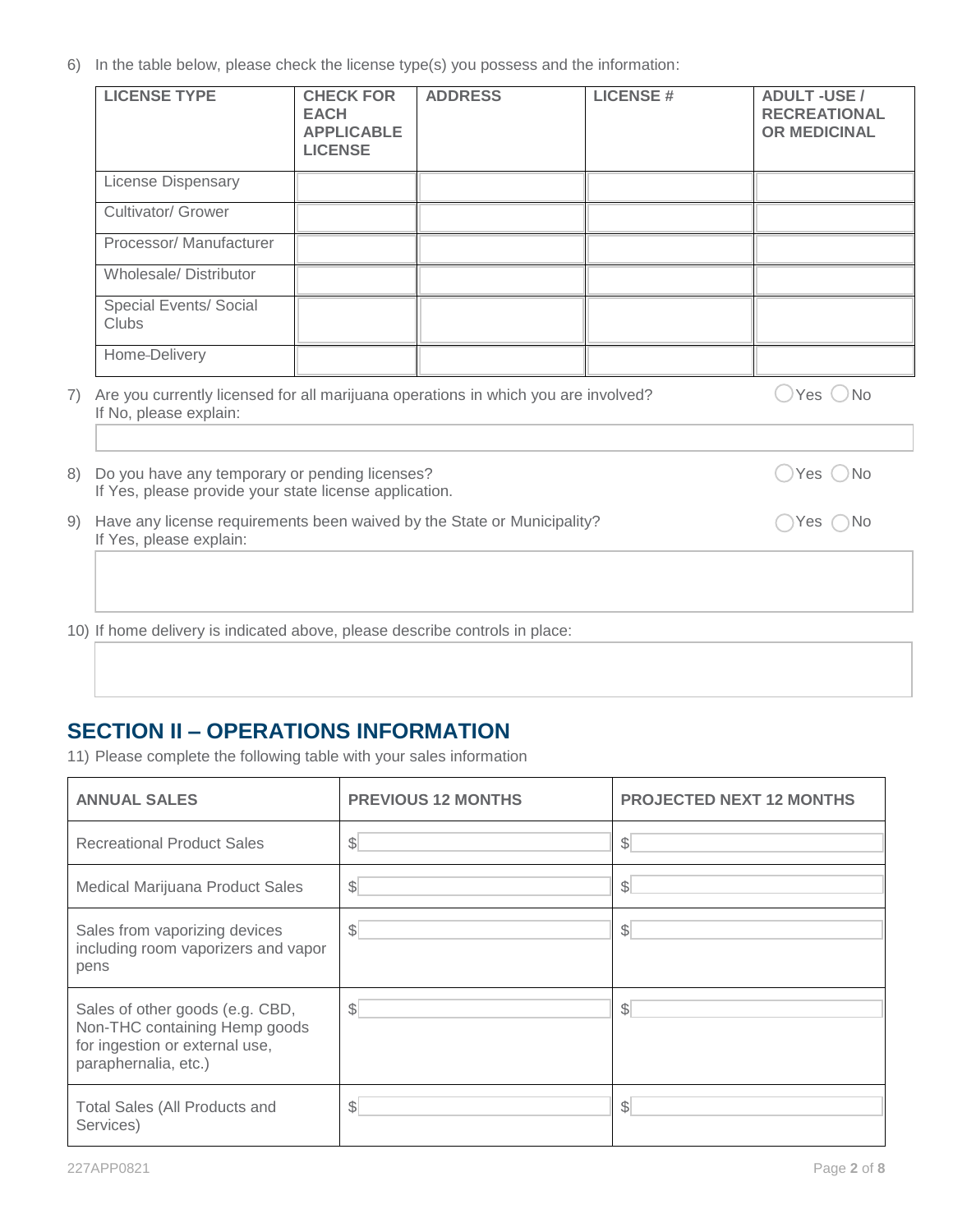6) In the table below, please check the license type(s) you possess and the information:

| LICENSE TYPE | CHECK FOR EACH APPLICABLE LICENSE | ADDRESS | LICENSE # | ADULT -USE / RECREATIONAL OR MEDICINAL |
|---|---|---|---|---|
| License Dispensary | | | | |
| Cultivator/ Grower | | | | |
| Processor/ Manufacturer | | | | |
| Wholesale/ Distributor | | | | |
| Special Events/ Social Clubs | | | | |
| Home-Delivery | | | | |

7) Are you currently licensed for all marijuana operations in which you are involved? ◯Yes ◯No
If No, please explain:

8) Do you have any temporary or pending licenses? ◯Yes ◯No
If Yes, please provide your state license application.

9) Have any license requirements been waived by the State or Municipality? ◯Yes ◯No
If Yes, please explain:

10) If home delivery is indicated above, please describe controls in place:

## SECTION II – OPERATIONS INFORMATION

11) Please complete the following table with your sales information

| ANNUAL SALES | PREVIOUS 12 MONTHS | PROJECTED NEXT 12 MONTHS |
|---|---|---|
| Recreational Product Sales | $ | $ |
| Medical Marijuana Product Sales | $ | $ |
| Sales from vaporizing devices including room vaporizers and vapor pens | $ | $ |
| Sales of other goods (e.g. CBD, Non-THC containing Hemp goods for ingestion or external use, paraphernalia, etc.) | $ | $ |
| Total Sales (All Products and Services) | $ | $ |

227APP0821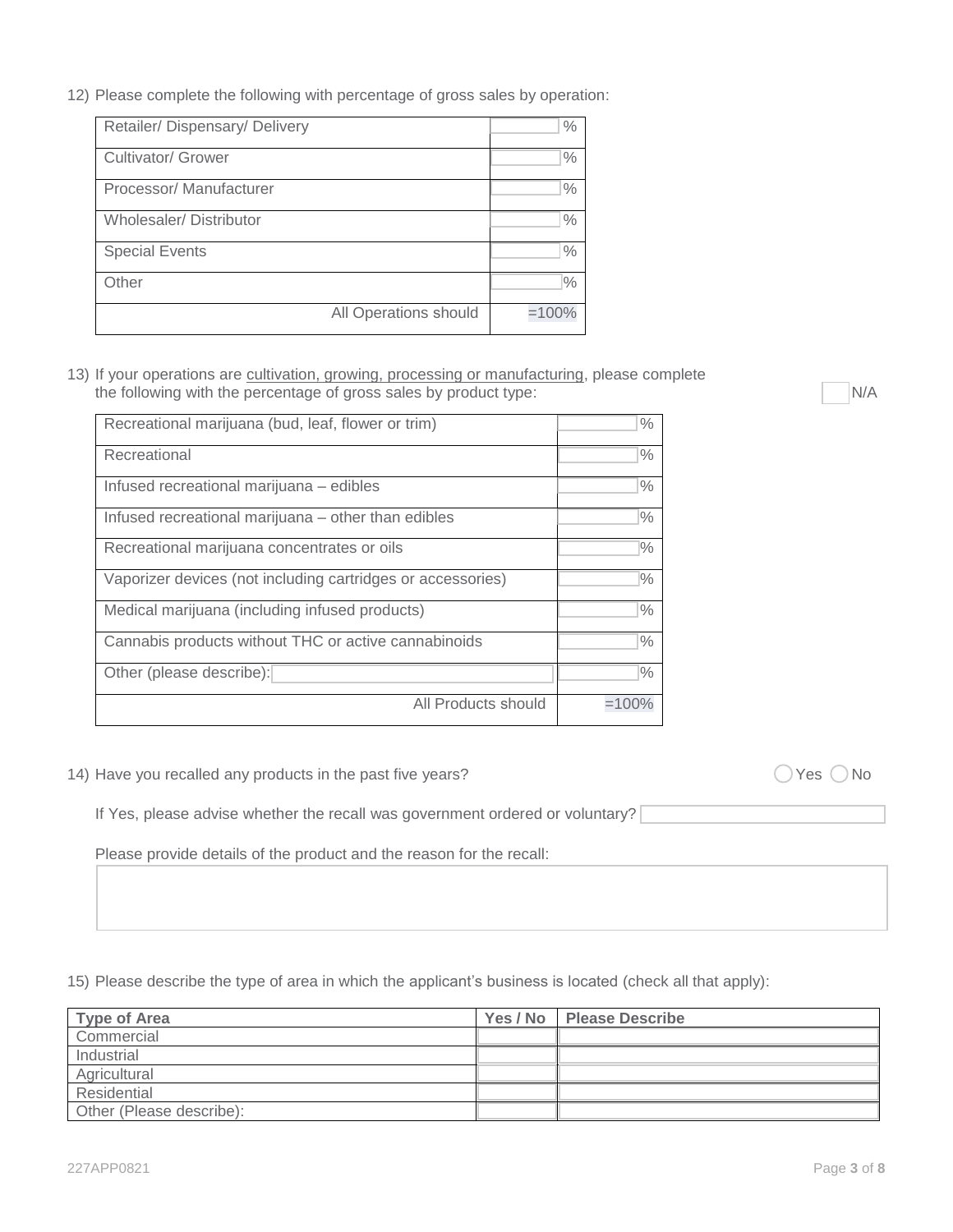12) Please complete the following with percentage of gross sales by operation:

| | |
|---|---|
| Retailer/ Dispensary/ Delivery | % |
| Cultivator/ Grower | % |
| Processor/ Manufacturer | % |
| Wholesaler/ Distributor | % |
| Special Events | % |
| Other | % |
| All Operations should | =100% |

13) If your operations are cultivation, growing, processing or manufacturing, please complete the following with the percentage of gross sales by product type: ☐ N/A

| | |
|---|---|
| Recreational marijuana (bud, leaf, flower or trim) | % |
| Recreational | % |
| Infused recreational marijuana – edibles | % |
| Infused recreational marijuana – other than edibles | % |
| Recreational marijuana concentrates or oils | % |
| Vaporizer devices (not including cartridges or accessories) | % |
| Medical marijuana (including infused products) | % |
| Cannabis products without THC or active cannabinoids | % |
| Other (please describe): | % |
| All Products should | =100% |

14) Have you recalled any products in the past five years? ◯ Yes ◯ No

If Yes, please advise whether the recall was government ordered or voluntary?

Please provide details of the product and the reason for the recall:

15) Please describe the type of area in which the applicant's business is located (check all that apply):

| Type of Area | Yes / No | Please Describe |
|---|---|---|
| Commercial | | |
| Industrial | | |
| Agricultural | | |
| Residential | | |
| Other (Please describe): | | |

227APP0821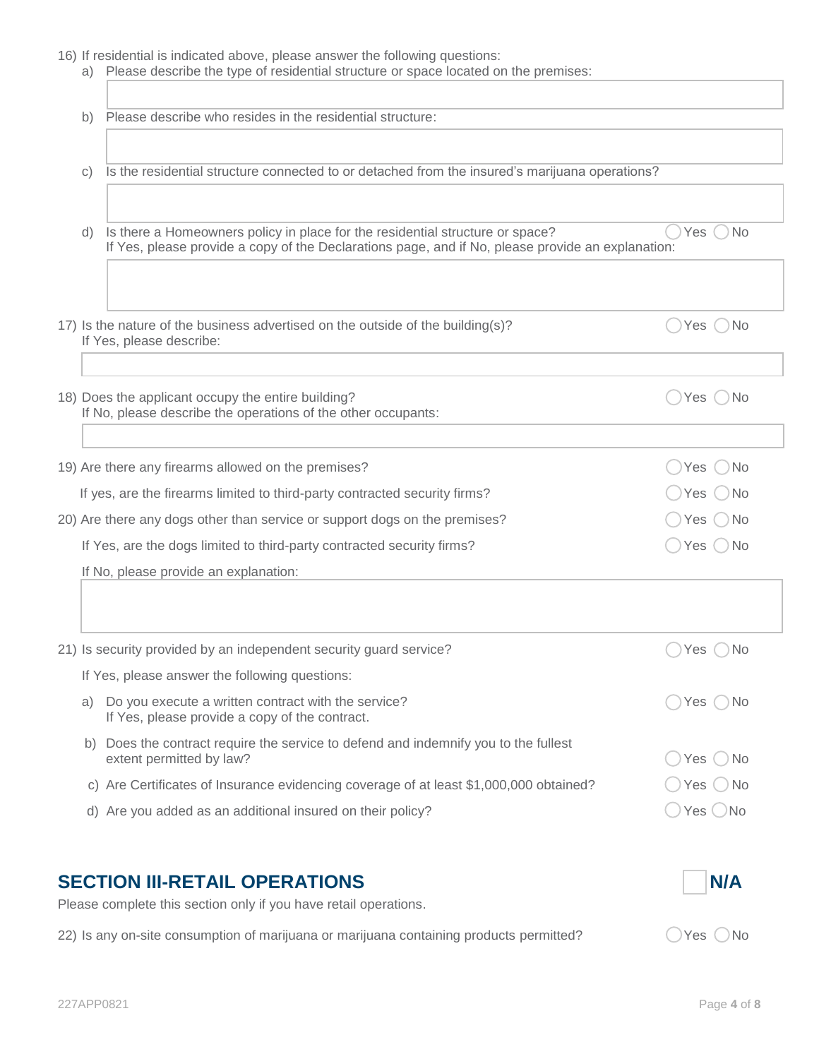16) If residential is indicated above, please answer the following questions:

   a) Please describe the type of residential structure or space located on the premises:

   b) Please describe who resides in the residential structure:

   c) Is the residential structure connected to or detached from the insured's marijuana operations?

   d) Is there a Homeowners policy in place for the residential structure or space? ◯ Yes ◯ No
      If Yes, please provide a copy of the Declarations page, and if No, please provide an explanation:

17) Is the nature of the business advertised on the outside of the building(s)? ◯ Yes ◯ No
    If Yes, please describe:

18) Does the applicant occupy the entire building? ◯ Yes ◯ No
    If No, please describe the operations of the other occupants:

19) Are there any firearms allowed on the premises? ◯ Yes ◯ No

    If yes, are the firearms limited to third-party contracted security firms? ◯ Yes ◯ No

20) Are there any dogs other than service or support dogs on the premises? ◯ Yes ◯ No

    If Yes, are the dogs limited to third-party contracted security firms? ◯ Yes ◯ No

    If No, please provide an explanation:

21) Is security provided by an independent security guard service? ◯ Yes ◯ No

    If Yes, please answer the following questions:

   a) Do you execute a written contract with the service? ◯ Yes ◯ No
      If Yes, please provide a copy of the contract.

   b) Does the contract require the service to defend and indemnify you to the fullest extent permitted by law? ◯ Yes ◯ No

   c) Are Certificates of Insurance evidencing coverage of at least $1,000,000 obtained? ◯ Yes ◯ No

   d) Are you added as an additional insured on their policy? ◯ Yes ◯ No

## SECTION III-RETAIL OPERATIONS

☐ **N/A**

Please complete this section only if you have retail operations.

22) Is any on-site consumption of marijuana or marijuana containing products permitted? ◯ Yes ◯ No

227APP0821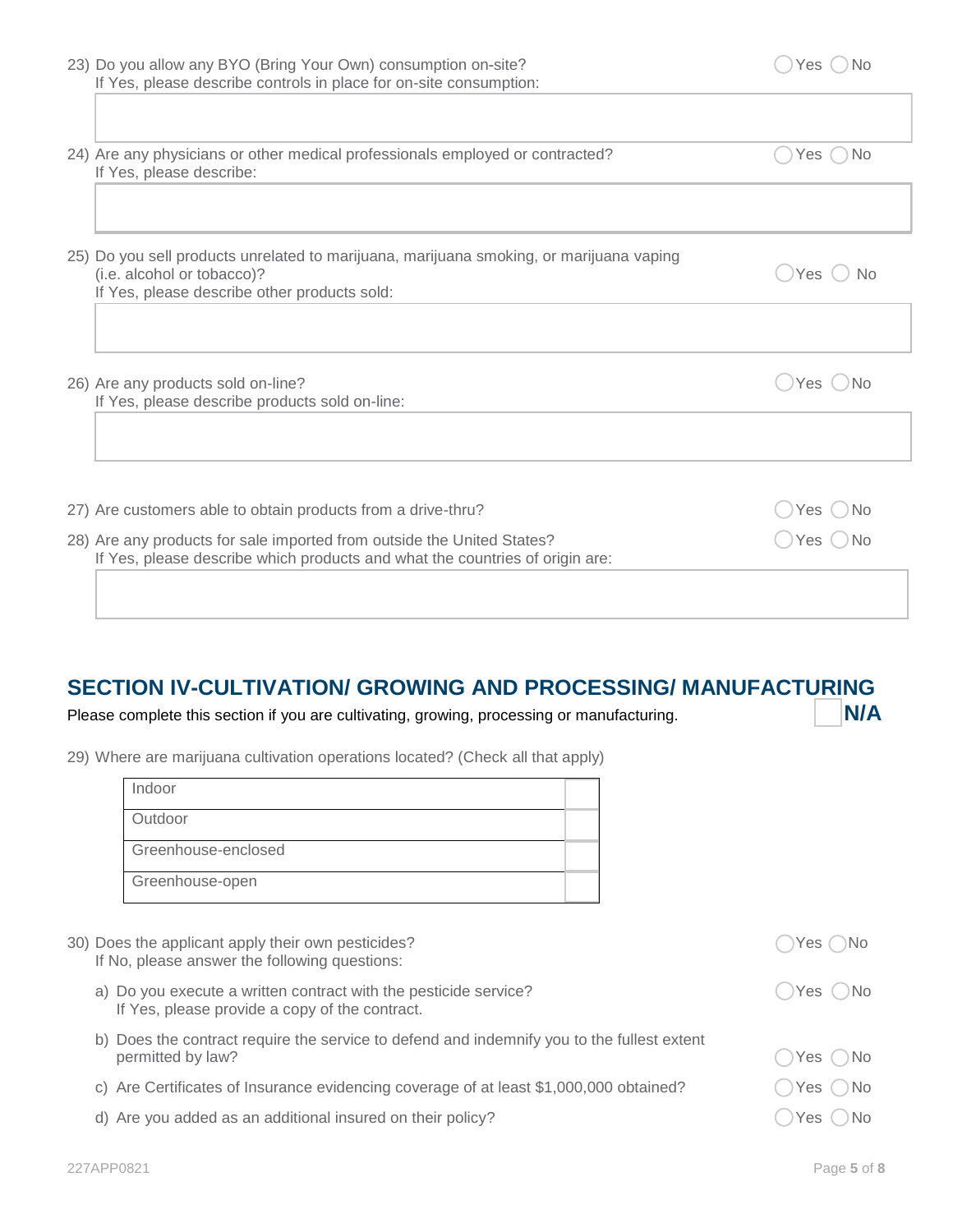23) Do you allow any BYO (Bring Your Own) consumption on-site? ◯ Yes ◯ No
If Yes, please describe controls in place for on-site consumption:

24) Are any physicians or other medical professionals employed or contracted? ◯ Yes ◯ No
If Yes, please describe:

25) Do you sell products unrelated to marijuana, marijuana smoking, or marijuana vaping (i.e. alcohol or tobacco)? ◯ Yes ◯ No
If Yes, please describe other products sold:

26) Are any products sold on-line? ◯ Yes ◯ No
If Yes, please describe products sold on-line:

27) Are customers able to obtain products from a drive-thru? ◯ Yes ◯ No

28) Are any products for sale imported from outside the United States? ◯ Yes ◯ No
If Yes, please describe which products and what the countries of origin are:

## SECTION IV-CULTIVATION/ GROWING AND PROCESSING/ MANUFACTURING

Please complete this section if you are cultivating, growing, processing or manufacturing. ☐ **N/A**

29) Where are marijuana cultivation operations located? (Check all that apply)

| | |
|---|---|
| Indoor | ☐ |
| Outdoor | ☐ |
| Greenhouse-enclosed | ☐ |
| Greenhouse-open | ☐ |

30) Does the applicant apply their own pesticides? ◯ Yes ◯ No
If No, please answer the following questions:

a) Do you execute a written contract with the pesticide service? ◯ Yes ◯ No
If Yes, please provide a copy of the contract.

b) Does the contract require the service to defend and indemnify you to the fullest extent permitted by law? ◯ Yes ◯ No

c) Are Certificates of Insurance evidencing coverage of at least $1,000,000 obtained? ◯ Yes ◯ No

d) Are you added as an additional insured on their policy? ◯ Yes ◯ No

227APP0821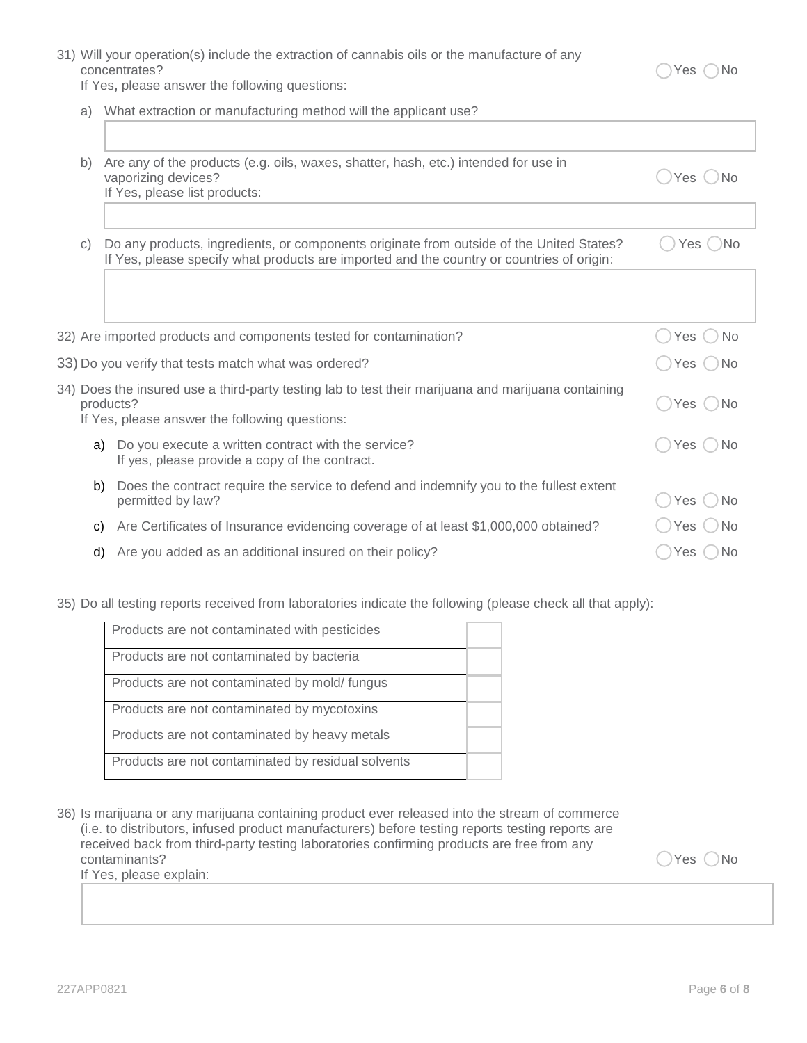31) Will your operation(s) include the extraction of cannabis oils or the manufacture of any concentrates? ◯Yes ◯No
If Yes**,** please answer the following questions:

a) What extraction or manufacturing method will the applicant use?

b) Are any of the products (e.g. oils, waxes, shatter, hash, etc.) intended for use in vaporizing devices? ◯Yes ◯No
If Yes, please list products:

c) Do any products, ingredients, or components originate from outside of the United States? ◯Yes ◯No
If Yes, please specify what products are imported and the country or countries of origin:

32) Are imported products and components tested for contamination? ◯Yes ◯No

33) Do you verify that tests match what was ordered? ◯Yes ◯No

34) Does the insured use a third-party testing lab to test their marijuana and marijuana containing products? ◯Yes ◯No
If Yes, please answer the following questions:

a) Do you execute a written contract with the service? ◯Yes ◯No
If yes, please provide a copy of the contract.

b) Does the contract require the service to defend and indemnify you to the fullest extent permitted by law? ◯Yes ◯No

c) Are Certificates of Insurance evidencing coverage of at least $1,000,000 obtained? ◯Yes ◯No

d) Are you added as an additional insured on their policy? ◯Yes ◯No

35) Do all testing reports received from laboratories indicate the following (please check all that apply):

| | |
|---|---|
| Products are not contaminated with pesticides | |
| Products are not contaminated by bacteria | |
| Products are not contaminated by mold/ fungus | |
| Products are not contaminated by mycotoxins | |
| Products are not contaminated by heavy metals | |
| Products are not contaminated by residual solvents | |

36) Is marijuana or any marijuana containing product ever released into the stream of commerce (i.e. to distributors, infused product manufacturers) before testing reports testing reports are received back from third-party testing laboratories confirming products are free from any contaminants? ◯Yes ◯No
If Yes, please explain:

227APP0821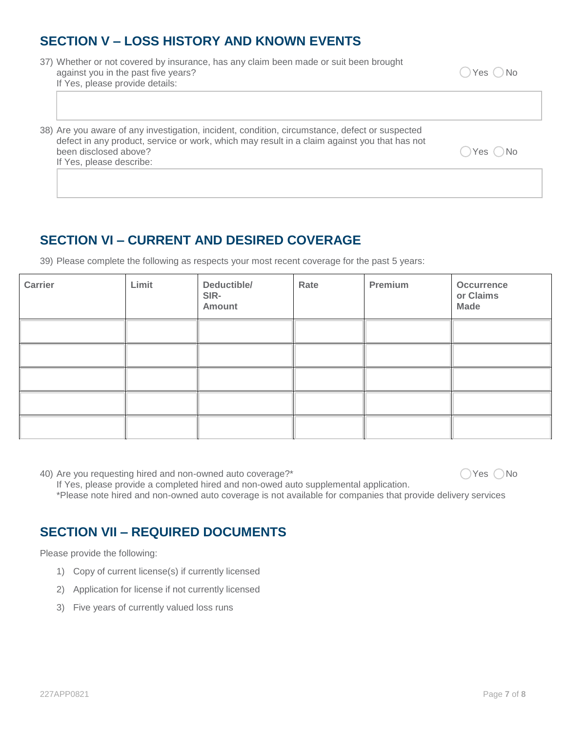## SECTION V – LOSS HISTORY AND KNOWN EVENTS

37) Whether or not covered by insurance, has any claim been made or suit been brought against you in the past five years? ◯ Yes ◯ No
If Yes, please provide details:

38) Are you aware of any investigation, incident, condition, circumstance, defect or suspected defect in any product, service or work, which may result in a claim against you that has not been disclosed above? ◯ Yes ◯ No
If Yes, please describe:

## SECTION VI – CURRENT AND DESIRED COVERAGE

39) Please complete the following as respects your most recent coverage for the past 5 years:

| Carrier | Limit | Deductible/ SIR- Amount | Rate | Premium | Occurrence or Claims Made |
|---|---|---|---|---|---|
| | | | | | |
| | | | | | |
| | | | | | |
| | | | | | |
| | | | | | |

40) Are you requesting hired and non-owned auto coverage?* ◯ Yes ◯ No
If Yes, please provide a completed hired and non-owed auto supplemental application.
*Please note hired and non-owned auto coverage is not available for companies that provide delivery services

## SECTION VII – REQUIRED DOCUMENTS

Please provide the following:

1) Copy of current license(s) if currently licensed
2) Application for license if not currently licensed
3) Five years of currently valued loss runs

227APP0821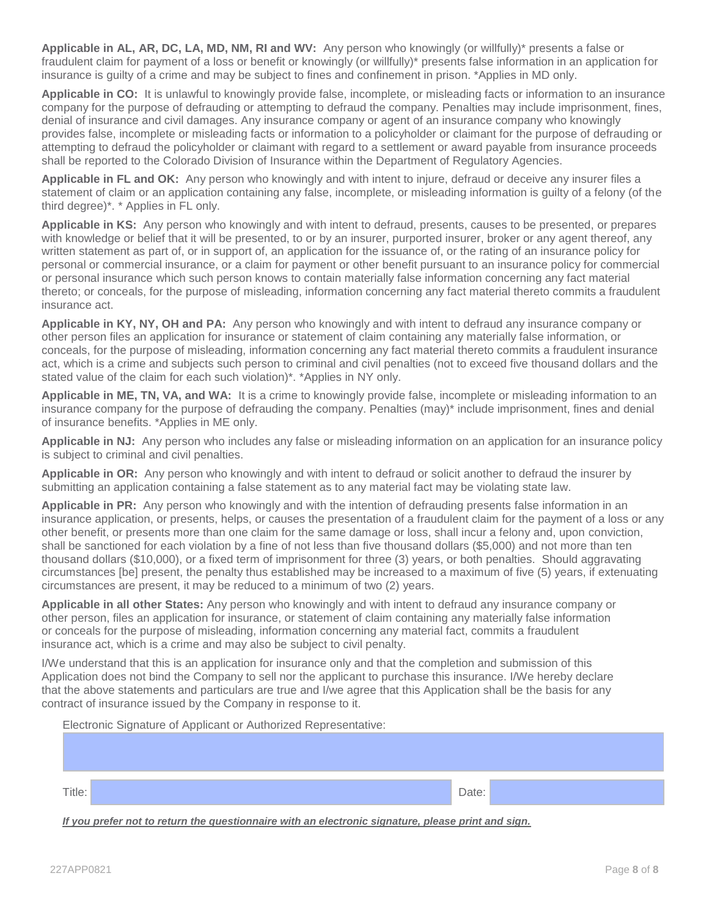**Applicable in AL, AR, DC, LA, MD, NM, RI and WV:** Any person who knowingly (or willfully)* presents a false or fraudulent claim for payment of a loss or benefit or knowingly (or willfully)* presents false information in an application for insurance is guilty of a crime and may be subject to fines and confinement in prison. *Applies in MD only.

**Applicable in CO:** It is unlawful to knowingly provide false, incomplete, or misleading facts or information to an insurance company for the purpose of defrauding or attempting to defraud the company. Penalties may include imprisonment, fines, denial of insurance and civil damages. Any insurance company or agent of an insurance company who knowingly provides false, incomplete or misleading facts or information to a policyholder or claimant for the purpose of defrauding or attempting to defraud the policyholder or claimant with regard to a settlement or award payable from insurance proceeds shall be reported to the Colorado Division of Insurance within the Department of Regulatory Agencies.

**Applicable in FL and OK:** Any person who knowingly and with intent to injure, defraud or deceive any insurer files a statement of claim or an application containing any false, incomplete, or misleading information is guilty of a felony (of the third degree)*. * Applies in FL only.

**Applicable in KS:** Any person who knowingly and with intent to defraud, presents, causes to be presented, or prepares with knowledge or belief that it will be presented, to or by an insurer, purported insurer, broker or any agent thereof, any written statement as part of, or in support of, an application for the issuance of, or the rating of an insurance policy for personal or commercial insurance, or a claim for payment or other benefit pursuant to an insurance policy for commercial or personal insurance which such person knows to contain materially false information concerning any fact material thereto; or conceals, for the purpose of misleading, information concerning any fact material thereto commits a fraudulent insurance act.

**Applicable in KY, NY, OH and PA:** Any person who knowingly and with intent to defraud any insurance company or other person files an application for insurance or statement of claim containing any materially false information, or conceals, for the purpose of misleading, information concerning any fact material thereto commits a fraudulent insurance act, which is a crime and subjects such person to criminal and civil penalties (not to exceed five thousand dollars and the stated value of the claim for each such violation)*. *Applies in NY only.

**Applicable in ME, TN, VA, and WA:** It is a crime to knowingly provide false, incomplete or misleading information to an insurance company for the purpose of defrauding the company. Penalties (may)* include imprisonment, fines and denial of insurance benefits. *Applies in ME only.

**Applicable in NJ:** Any person who includes any false or misleading information on an application for an insurance policy is subject to criminal and civil penalties.

**Applicable in OR:** Any person who knowingly and with intent to defraud or solicit another to defraud the insurer by submitting an application containing a false statement as to any material fact may be violating state law.

**Applicable in PR:** Any person who knowingly and with the intention of defrauding presents false information in an insurance application, or presents, helps, or causes the presentation of a fraudulent claim for the payment of a loss or any other benefit, or presents more than one claim for the same damage or loss, shall incur a felony and, upon conviction, shall be sanctioned for each violation by a fine of not less than five thousand dollars ($5,000) and not more than ten thousand dollars ($10,000), or a fixed term of imprisonment for three (3) years, or both penalties. Should aggravating circumstances [be] present, the penalty thus established may be increased to a maximum of five (5) years, if extenuating circumstances are present, it may be reduced to a minimum of two (2) years.

**Applicable in all other States:** Any person who knowingly and with intent to defraud any insurance company or other person, files an application for insurance, or statement of claim containing any materially false information or conceals for the purpose of misleading, information concerning any material fact, commits a fraudulent insurance act, which is a crime and may also be subject to civil penalty.

I/We understand that this is an application for insurance only and that the completion and submission of this Application does not bind the Company to sell nor the applicant to purchase this insurance. I/We hereby declare that the above statements and particulars are true and I/we agree that this Application shall be the basis for any contract of insurance issued by the Company in response to it.

Electronic Signature of Applicant or Authorized Representative: 

Title: Date: 

***If you prefer not to return the questionnaire with an electronic signature, please print and sign.***

227APP0821